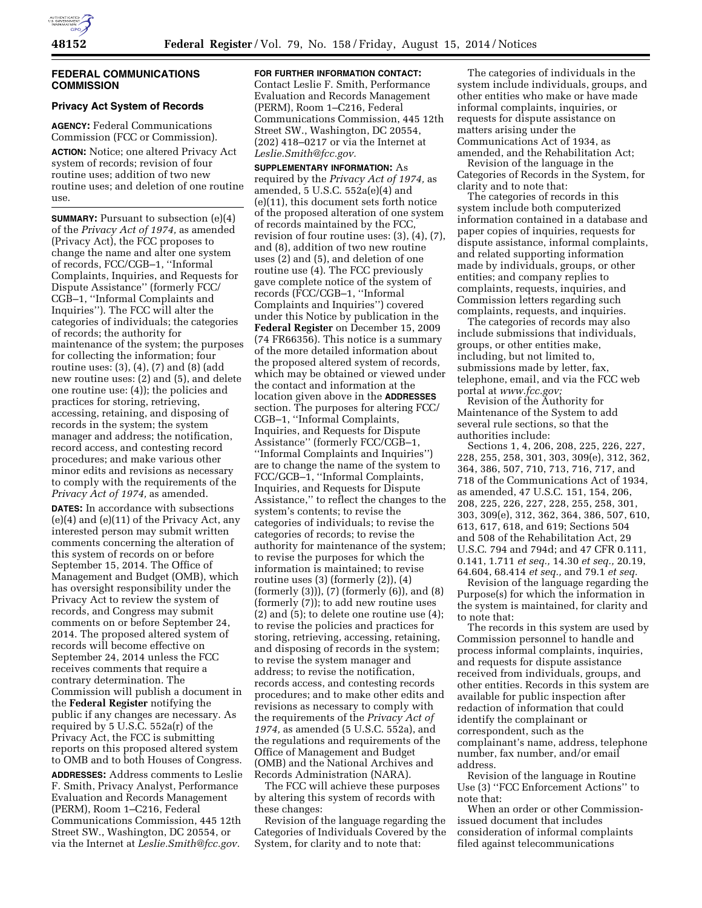## FEDERAL COMMUNICATIONS COMMISSION

### Privacy Act System of Records

**AGENCY:** Federal Communications Commission (FCC or Commission).

**ACTION:** Notice; one altered Privacy Act system of records; revision of four routine uses; addition of two new routine uses; and deletion of one routine use.

**SUMMARY:** Pursuant to subsection (e)(4) of the *Privacy Act of 1974,* as amended (Privacy Act), the FCC proposes to change the name and alter one system of records, FCC/CGB–1, ''Informal Complaints, Inquiries, and Requests for Dispute Assistance'' (formerly FCC/CGB–1, ''Informal Complaints and Inquiries''). The FCC will alter the categories of individuals; the categories of records; the authority for maintenance of the system; the purposes for collecting the information; four routine uses: (3), (4), (7) and (8) (add new routine uses: (2) and (5), and delete one routine use: (4)); the policies and practices for storing, retrieving, accessing, retaining, and disposing of records in the system; the system manager and address; the notification, record access, and contesting record procedures; and make various other minor edits and revisions as necessary to comply with the requirements of the *Privacy Act of 1974,* as amended.

**DATES:** In accordance with subsections (e)(4) and (e)(11) of the Privacy Act, any interested person may submit written comments concerning the alteration of this system of records on or before September 15, 2014. The Office of Management and Budget (OMB), which has oversight responsibility under the Privacy Act to review the system of records, and Congress may submit comments on or before September 24, 2014. The proposed altered system of records will become effective on September 24, 2014 unless the FCC receives comments that require a contrary determination. The Commission will publish a document in the **Federal Register** notifying the public if any changes are necessary. As required by 5 U.S.C. 552a(r) of the Privacy Act, the FCC is submitting reports on this proposed altered system to OMB and to both Houses of Congress.

**ADDRESSES:** Address comments to Leslie F. Smith, Privacy Analyst, Performance Evaluation and Records Management (PERM), Room 1–C216, Federal Communications Commission, 445 12th Street SW., Washington, DC 20554, or via the Internet at *Leslie.Smith@fcc.gov.*

**FOR FURTHER INFORMATION CONTACT:** Contact Leslie F. Smith, Performance Evaluation and Records Management (PERM), Room 1–C216, Federal Communications Commission, 445 12th Street SW., Washington, DC 20554, (202) 418–0217 or via the Internet at *Leslie.Smith@fcc.gov.*

**SUPPLEMENTARY INFORMATION:** As required by the *Privacy Act of 1974,* as amended, 5 U.S.C. 552a(e)(4) and (e)(11), this document sets forth notice of the proposed alteration of one system of records maintained by the FCC, revision of four routine uses: (3), (4), (7), and (8), addition of two new routine uses (2) and (5), and deletion of one routine use (4). The FCC previously gave complete notice of the system of records (FCC/CGB–1, ''Informal Complaints and Inquiries'') covered under this Notice by publication in the **Federal Register** on December 15, 2009 (74 FR66356). This notice is a summary of the more detailed information about the proposed altered system of records, which may be obtained or viewed under the contact and information at the location given above in the **ADDRESSES** section. The purposes for altering FCC/CGB–1, ''Informal Complaints, Inquiries, and Requests for Dispute Assistance'' (formerly FCC/CGB–1, ''Informal Complaints and Inquiries'') are to change the name of the system to FCC/GCB–1, ''Informal Complaints, Inquiries, and Requests for Dispute Assistance,'' to reflect the changes to the system's contents; to revise the categories of individuals; to revise the categories of records; to revise the authority for maintenance of the system; to revise the purposes for which the information is maintained; to revise routine uses (3) (formerly (2)), (4) (formerly (3))), (7) (formerly (6)), and (8) (formerly (7)); to add new routine uses (2) and (5); to delete one routine use (4); to revise the policies and practices for storing, retrieving, accessing, retaining, and disposing of records in the system; to revise the system manager and address; to revise the notification, records access, and contesting records procedures; and to make other edits and revisions as necessary to comply with the requirements of the *Privacy Act of 1974,* as amended (5 U.S.C. 552a), and the regulations and requirements of the Office of Management and Budget (OMB) and the National Archives and Records Administration (NARA).

The FCC will achieve these purposes by altering this system of records with these changes:

Revision of the language regarding the Categories of Individuals Covered by the System, for clarity and to note that:

The categories of individuals in the system include individuals, groups, and other entities who make or have made informal complaints, inquiries, or requests for dispute assistance on matters arising under the Communications Act of 1934, as amended, and the Rehabilitation Act;

Revision of the language in the Categories of Records in the System, for clarity and to note that:

The categories of records in this system include both computerized information contained in a database and paper copies of inquiries, requests for dispute assistance, informal complaints, and related supporting information made by individuals, groups, or other entities; and company replies to complaints, requests, inquiries, and Commission letters regarding such complaints, requests, and inquiries.

The categories of records may also include submissions that individuals, groups, or other entities make, including, but not limited to, submissions made by letter, fax, telephone, email, and via the FCC web portal at *www.fcc.gov;*

Revision of the Authority for Maintenance of the System to add several rule sections, so that the authorities include:

Sections 1, 4, 206, 208, 225, 226, 227, 228, 255, 258, 301, 303, 309(e), 312, 362, 364, 386, 507, 710, 713, 716, 717, and 718 of the Communications Act of 1934, as amended, 47 U.S.C. 151, 154, 206, 208, 225, 226, 227, 228, 255, 258, 301, 303, 309(e), 312, 362, 364, 386, 507, 610, 613, 617, 618, and 619; Sections 504 and 508 of the Rehabilitation Act, 29 U.S.C. 794 and 794d; and 47 CFR 0.111, 0.141, 1.711 *et seq.,* 14.30 *et seq.,* 20.19, 64.604, 68.414 *et seq.,* and 79.1 *et seq.*

Revision of the language regarding the Purpose(s) for which the information in the system is maintained, for clarity and to note that:

The records in this system are used by Commission personnel to handle and process informal complaints, inquiries, and requests for dispute assistance received from individuals, groups, and other entities. Records in this system are available for public inspection after redaction of information that could identify the complainant or correspondent, such as the complainant's name, address, telephone number, fax number, and/or email address.

Revision of the language in Routine Use (3) ''FCC Enforcement Actions'' to note that:

When an order or other Commission-issued document that includes consideration of informal complaints filed against telecommunications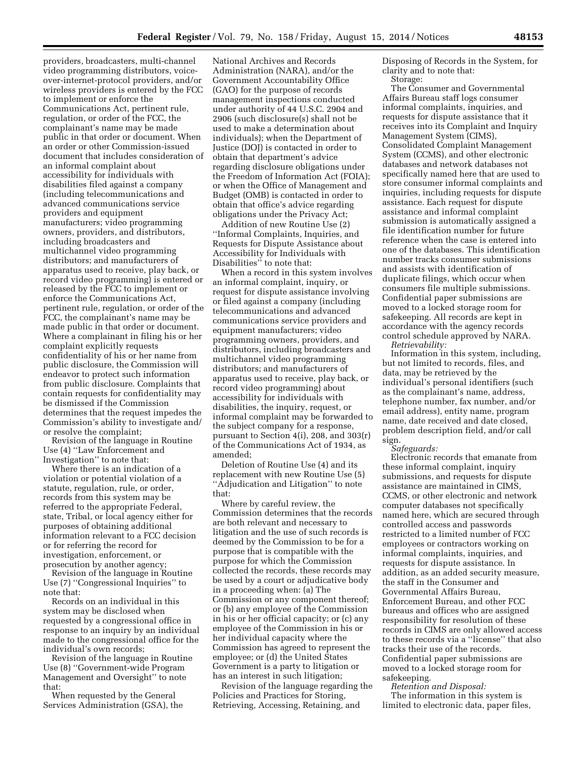providers, broadcasters, multi-channel video programming distributors, voice-over-internet-protocol providers, and/or wireless providers is entered by the FCC to implement or enforce the Communications Act, pertinent rule, regulation, or order of the FCC, the complainant's name may be made public in that order or document. When an order or other Commission-issued document that includes consideration of an informal complaint about accessibility for individuals with disabilities filed against a company (including telecommunications and advanced communications service providers and equipment manufacturers; video programming owners, providers, and distributors, including broadcasters and multichannel video programming distributors; and manufacturers of apparatus used to receive, play back, or record video programming) is entered or released by the FCC to implement or enforce the Communications Act, pertinent rule, regulation, or order of the FCC, the complainant's name may be made public in that order or document. Where a complainant in filing his or her complaint explicitly requests confidentiality of his or her name from public disclosure, the Commission will endeavor to protect such information from public disclosure. Complaints that contain requests for confidentiality may be dismissed if the Commission determines that the request impedes the Commission's ability to investigate and/or resolve the complaint;

Revision of the language in Routine Use (4) ''Law Enforcement and Investigation'' to note that:

Where there is an indication of a violation or potential violation of a statute, regulation, rule, or order, records from this system may be referred to the appropriate Federal, state, Tribal, or local agency either for purposes of obtaining additional information relevant to a FCC decision or for referring the record for investigation, enforcement, or prosecution by another agency;

Revision of the language in Routine Use (7) ''Congressional Inquiries'' to note that:

Records on an individual in this system may be disclosed when requested by a congressional office in response to an inquiry by an individual made to the congressional office for the individual's own records;

Revision of the language in Routine Use (8) ''Government-wide Program Management and Oversight'' to note that:

When requested by the General Services Administration (GSA), the National Archives and Records Administration (NARA), and/or the Government Accountability Office (GAO) for the purpose of records management inspections conducted under authority of 44 U.S.C. 2904 and 2906 (such disclosure(s) shall not be used to make a determination about individuals); when the Department of Justice (DOJ) is contacted in order to obtain that department's advice regarding disclosure obligations under the Freedom of Information Act (FOIA); or when the Office of Management and Budget (OMB) is contacted in order to obtain that office's advice regarding obligations under the Privacy Act;

Addition of new Routine Use (2) ''Informal Complaints, Inquiries, and Requests for Dispute Assistance about Accessibility for Individuals with Disabilities'' to note that:

When a record in this system involves an informal complaint, inquiry, or request for dispute assistance involving or filed against a company (including telecommunications and advanced communications service providers and equipment manufacturers; video programming owners, providers, and distributors, including broadcasters and multichannel video programming distributors; and manufacturers of apparatus used to receive, play back, or record video programming) about accessibility for individuals with disabilities, the inquiry, request, or informal complaint may be forwarded to the subject company for a response, pursuant to Section 4(i), 208, and 303(r) of the Communications Act of 1934, as amended;

Deletion of Routine Use (4) and its replacement with new Routine Use (5) ''Adjudication and Litigation'' to note that:

Where by careful review, the Commission determines that the records are both relevant and necessary to litigation and the use of such records is deemed by the Commission to be for a purpose that is compatible with the purpose for which the Commission collected the records, these records may be used by a court or adjudicative body in a proceeding when: (a) The Commission or any component thereof; or (b) any employee of the Commission in his or her official capacity; or (c) any employee of the Commission in his or her individual capacity where the Commission has agreed to represent the employee; or (d) the United States Government is a party to litigation or has an interest in such litigation;

Revision of the language regarding the Policies and Practices for Storing, Retrieving, Accessing, Retaining, and Disposing of Records in the System, for clarity and to note that:

Storage:

The Consumer and Governmental Affairs Bureau staff logs consumer informal complaints, inquiries, and requests for dispute assistance that it receives into its Complaint and Inquiry Management System (CIMS), Consolidated Complaint Management System (CCMS), and other electronic databases and network databases not specifically named here that are used to store consumer informal complaints and inquiries, including requests for dispute assistance. Each request for dispute assistance and informal complaint submission is automatically assigned a file identification number for future reference when the case is entered into one of the databases. This identification number tracks consumer submissions and assists with identification of duplicate filings, which occur when consumers file multiple submissions. Confidential paper submissions are moved to a locked storage room for safekeeping. All records are kept in accordance with the agency records control schedule approved by NARA.

*Retrievability:*

Information in this system, including, but not limited to records, files, and data, may be retrieved by the individual's personal identifiers (such as the complainant's name, address, telephone number, fax number, and/or email address), entity name, program name, date received and date closed, problem description field, and/or call sign.

*Safeguards:*

Electronic records that emanate from these informal complaint, inquiry submissions, and requests for dispute assistance are maintained in CIMS, CCMS, or other electronic and network computer databases not specifically named here, which are secured through controlled access and passwords restricted to a limited number of FCC employees or contractors working on informal complaints, inquiries, and requests for dispute assistance. In addition, as an added security measure, the staff in the Consumer and Governmental Affairs Bureau, Enforcement Bureau, and other FCC bureaus and offices who are assigned responsibility for resolution of these records in CIMS are only allowed access to these records via a ''license'' that also tracks their use of the records. Confidential paper submissions are moved to a locked storage room for safekeeping.

*Retention and Disposal:*

The information in this system is limited to electronic data, paper files,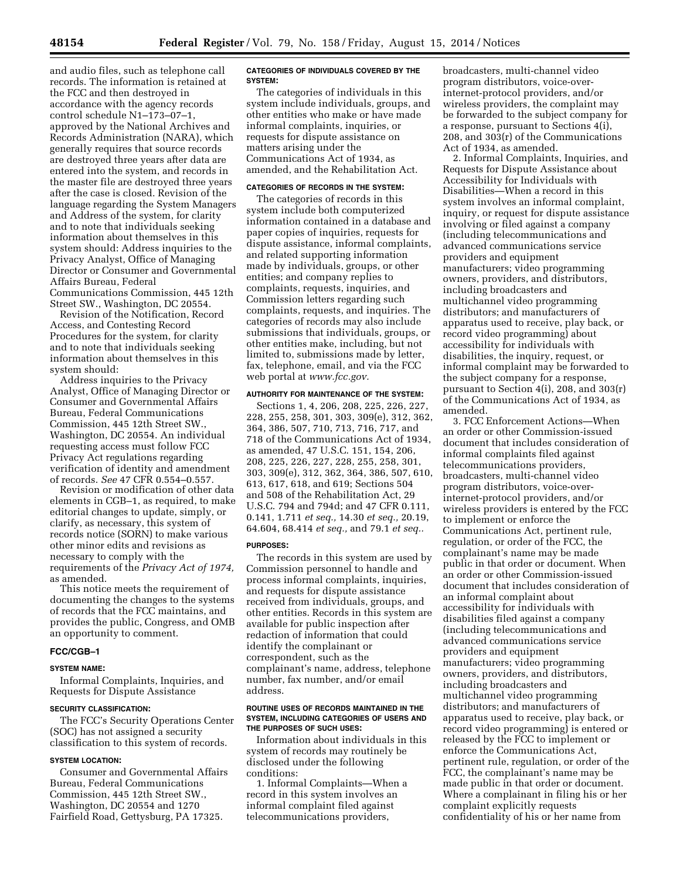and audio files, such as telephone call records. The information is retained at the FCC and then destroyed in accordance with the agency records control schedule N1–173–07–1, approved by the National Archives and Records Administration (NARA), which generally requires that source records are destroyed three years after data are entered into the system, and records in the master file are destroyed three years after the case is closed. Revision of the language regarding the System Managers and Address of the system, for clarity and to note that individuals seeking information about themselves in this system should: Address inquiries to the Privacy Analyst, Office of Managing Director or Consumer and Governmental Affairs Bureau, Federal Communications Commission, 445 12th Street SW., Washington, DC 20554.

Revision of the Notification, Record Access, and Contesting Record Procedures for the system, for clarity and to note that individuals seeking information about themselves in this system should:

Address inquiries to the Privacy Analyst, Office of Managing Director or Consumer and Governmental Affairs Bureau, Federal Communications Commission, 445 12th Street SW., Washington, DC 20554. An individual requesting access must follow FCC Privacy Act regulations regarding verification of identity and amendment of records. *See* 47 CFR 0.554–0.557.

Revision or modification of other data elements in CGB–1, as required, to make editorial changes to update, simply, or clarify, as necessary, this system of records notice (SORN) to make various other minor edits and revisions as necessary to comply with the requirements of the *Privacy Act of 1974,* as amended.

This notice meets the requirement of documenting the changes to the systems of records that the FCC maintains, and provides the public, Congress, and OMB an opportunity to comment.

## FCC/CGB–1

### SYSTEM NAME:

Informal Complaints, Inquiries, and Requests for Dispute Assistance

### SECURITY CLASSIFICATION:

The FCC's Security Operations Center (SOC) has not assigned a security classification to this system of records.

### SYSTEM LOCATION:

Consumer and Governmental Affairs Bureau, Federal Communications Commission, 445 12th Street SW., Washington, DC 20554 and 1270 Fairfield Road, Gettysburg, PA 17325.

### CATEGORIES OF INDIVIDUALS COVERED BY THE SYSTEM:

The categories of individuals in this system include individuals, groups, and other entities who make or have made informal complaints, inquiries, or requests for dispute assistance on matters arising under the Communications Act of 1934, as amended, and the Rehabilitation Act.

### CATEGORIES OF RECORDS IN THE SYSTEM:

The categories of records in this system include both computerized information contained in a database and paper copies of inquiries, requests for dispute assistance, informal complaints, and related supporting information made by individuals, groups, or other entities; and company replies to complaints, requests, inquiries, and Commission letters regarding such complaints, requests, and inquiries. The categories of records may also include submissions that individuals, groups, or other entities make, including, but not limited to, submissions made by letter, fax, telephone, email, and via the FCC web portal at *www.fcc.gov.*

### AUTHORITY FOR MAINTENANCE OF THE SYSTEM:

Sections 1, 4, 206, 208, 225, 226, 227, 228, 255, 258, 301, 303, 309(e), 312, 362, 364, 386, 507, 710, 713, 716, 717, and 718 of the Communications Act of 1934, as amended, 47 U.S.C. 151, 154, 206, 208, 225, 226, 227, 228, 255, 258, 301, 303, 309(e), 312, 362, 364, 386, 507, 610, 613, 617, 618, and 619; Sections 504 and 508 of the Rehabilitation Act, 29 U.S.C. 794 and 794d; and 47 CFR 0.111, 0.141, 1.711 *et seq.,* 14.30 *et seq.,* 20.19, 64.604, 68.414 *et seq.,* and 79.1 *et seq.*.

### PURPOSES:

The records in this system are used by Commission personnel to handle and process informal complaints, inquiries, and requests for dispute assistance received from individuals, groups, and other entities. Records in this system are available for public inspection after redaction of information that could identify the complainant or correspondent, such as the complainant's name, address, telephone number, fax number, and/or email address.

### ROUTINE USES OF RECORDS MAINTAINED IN THE SYSTEM, INCLUDING CATEGORIES OF USERS AND THE PURPOSES OF SUCH USES:

Information about individuals in this system of records may routinely be disclosed under the following conditions:

1. Informal Complaints—When a record in this system involves an informal complaint filed against telecommunications providers, broadcasters, multi-channel video program distributors, voice-over-internet-protocol providers, and/or wireless providers, the complaint may be forwarded to the subject company for a response, pursuant to Sections 4(i), 208, and 303(r) of the Communications Act of 1934, as amended.

2. Informal Complaints, Inquiries, and Requests for Dispute Assistance about Accessibility for Individuals with Disabilities—When a record in this system involves an informal complaint, inquiry, or request for dispute assistance involving or filed against a company (including telecommunications and advanced communications service providers and equipment manufacturers; video programming owners, providers, and distributors, including broadcasters and multichannel video programming distributors; and manufacturers of apparatus used to receive, play back, or record video programming) about accessibility for individuals with disabilities, the inquiry, request, or informal complaint may be forwarded to the subject company for a response, pursuant to Section 4(i), 208, and 303(r) of the Communications Act of 1934, as amended.

3. FCC Enforcement Actions—When an order or other Commission-issued document that includes consideration of informal complaints filed against telecommunications providers, broadcasters, multi-channel video program distributors, voice-over-internet-protocol providers, and/or wireless providers is entered by the FCC to implement or enforce the Communications Act, pertinent rule, regulation, or order of the FCC, the complainant's name may be made public in that order or document. When an order or other Commission-issued document that includes consideration of an informal complaint about accessibility for individuals with disabilities filed against a company (including telecommunications and advanced communications service providers and equipment manufacturers; video programming owners, providers, and distributors, including broadcasters and multichannel video programming distributors; and manufacturers of apparatus used to receive, play back, or record video programming) is entered or released by the FCC to implement or enforce the Communications Act, pertinent rule, regulation, or order of the FCC, the complainant's name may be made public in that order or document. Where a complainant in filing his or her complaint explicitly requests confidentiality of his or her name from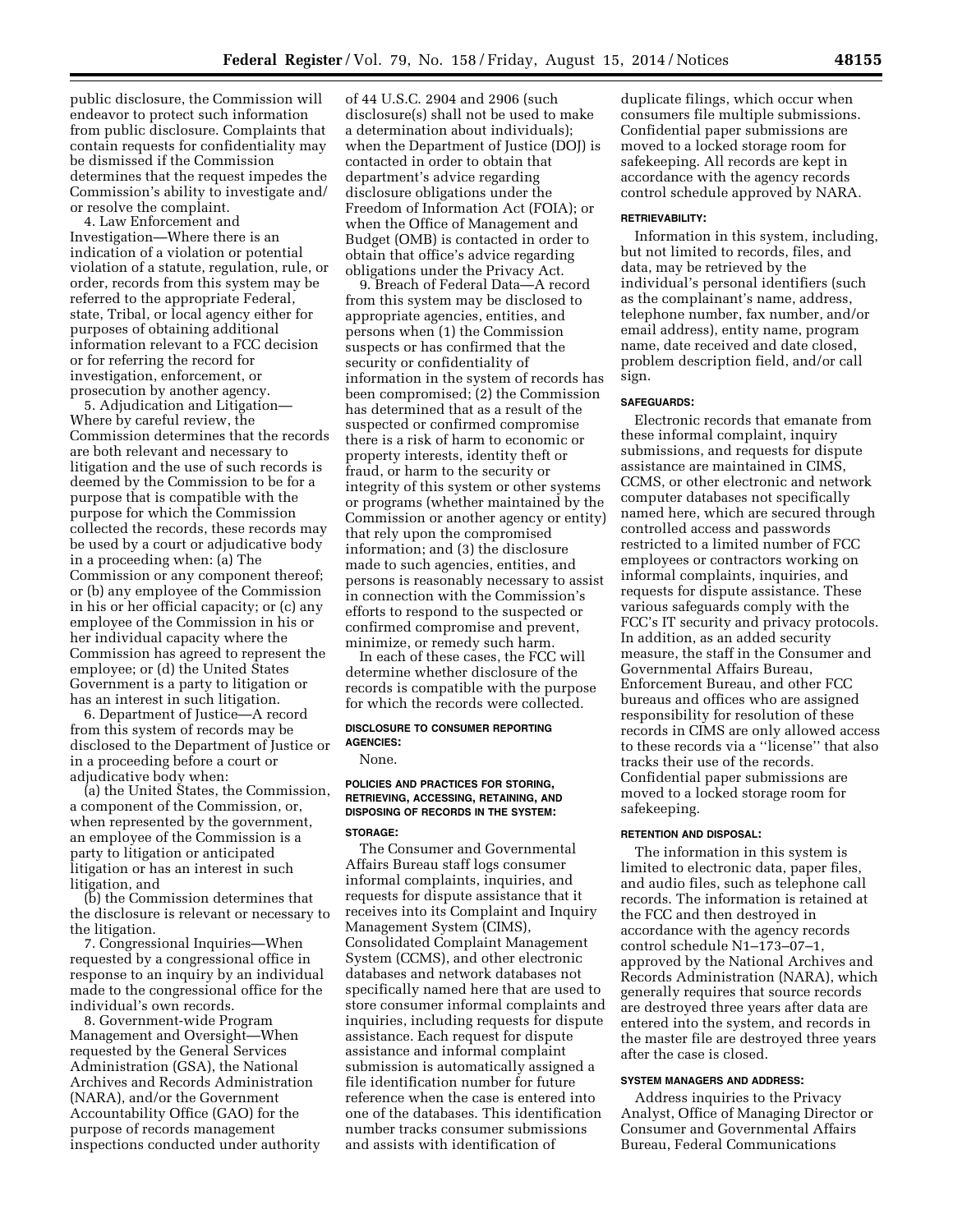public disclosure, the Commission will endeavor to protect such information from public disclosure. Complaints that contain requests for confidentiality may be dismissed if the Commission determines that the request impedes the Commission's ability to investigate and/or resolve the complaint.

4. Law Enforcement and Investigation—Where there is an indication of a violation or potential violation of a statute, regulation, rule, or order, records from this system may be referred to the appropriate Federal, state, Tribal, or local agency either for purposes of obtaining additional information relevant to a FCC decision or for referring the record for investigation, enforcement, or prosecution by another agency.

5. Adjudication and Litigation—Where by careful review, the Commission determines that the records are both relevant and necessary to litigation and the use of such records is deemed by the Commission to be for a purpose that is compatible with the purpose for which the Commission collected the records, these records may be used by a court or adjudicative body in a proceeding when: (a) The Commission or any component thereof; or (b) any employee of the Commission in his or her official capacity; or (c) any employee of the Commission in his or her individual capacity where the Commission has agreed to represent the employee; or (d) the United States Government is a party to litigation or has an interest in such litigation.

6. Department of Justice—A record from this system of records may be disclosed to the Department of Justice or in a proceeding before a court or adjudicative body when:

(a) the United States, the Commission, a component of the Commission, or, when represented by the government, an employee of the Commission is a party to litigation or anticipated litigation or has an interest in such litigation, and

(b) the Commission determines that the disclosure is relevant or necessary to the litigation.

7. Congressional Inquiries—When requested by a congressional office in response to an inquiry by an individual made to the congressional office for the individual's own records.

8. Government-wide Program Management and Oversight—When requested by the General Services Administration (GSA), the National Archives and Records Administration (NARA), and/or the Government Accountability Office (GAO) for the purpose of records management inspections conducted under authority of 44 U.S.C. 2904 and 2906 (such disclosure(s) shall not be used to make a determination about individuals); when the Department of Justice (DOJ) is contacted in order to obtain that department's advice regarding disclosure obligations under the Freedom of Information Act (FOIA); or when the Office of Management and Budget (OMB) is contacted in order to obtain that office's advice regarding obligations under the Privacy Act.

9. Breach of Federal Data—A record from this system may be disclosed to appropriate agencies, entities, and persons when (1) the Commission suspects or has confirmed that the security or confidentiality of information in the system of records has been compromised; (2) the Commission has determined that as a result of the suspected or confirmed compromise there is a risk of harm to economic or property interests, identity theft or fraud, or harm to the security or integrity of this system or other systems or programs (whether maintained by the Commission or another agency or entity) that rely upon the compromised information; and (3) the disclosure made to such agencies, entities, and persons is reasonably necessary to assist in connection with the Commission's efforts to respond to the suspected or confirmed compromise and prevent, minimize, or remedy such harm.

In each of these cases, the FCC will determine whether disclosure of the records is compatible with the purpose for which the records were collected.

#### DISCLOSURE TO CONSUMER REPORTING AGENCIES:

None.

#### POLICIES AND PRACTICES FOR STORING, RETRIEVING, ACCESSING, RETAINING, AND DISPOSING OF RECORDS IN THE SYSTEM:

#### STORAGE:

The Consumer and Governmental Affairs Bureau staff logs consumer informal complaints, inquiries, and requests for dispute assistance that it receives into its Complaint and Inquiry Management System (CIMS), Consolidated Complaint Management System (CCMS), and other electronic databases and network databases not specifically named here that are used to store consumer informal complaints and inquiries, including requests for dispute assistance. Each request for dispute assistance and informal complaint submission is automatically assigned a file identification number for future reference when the case is entered into one of the databases. This identification number tracks consumer submissions and assists with identification of duplicate filings, which occur when consumers file multiple submissions. Confidential paper submissions are moved to a locked storage room for safekeeping. All records are kept in accordance with the agency records control schedule approved by NARA.

#### RETRIEVABILITY:

Information in this system, including, but not limited to records, files, and data, may be retrieved by the individual's personal identifiers (such as the complainant's name, address, telephone number, fax number, and/or email address), entity name, program name, date received and date closed, problem description field, and/or call sign.

#### SAFEGUARDS:

Electronic records that emanate from these informal complaint, inquiry submissions, and requests for dispute assistance are maintained in CIMS, CCMS, or other electronic and network computer databases not specifically named here, which are secured through controlled access and passwords restricted to a limited number of FCC employees or contractors working on informal complaints, inquiries, and requests for dispute assistance. These various safeguards comply with the FCC's IT security and privacy protocols. In addition, as an added security measure, the staff in the Consumer and Governmental Affairs Bureau, Enforcement Bureau, and other FCC bureaus and offices who are assigned responsibility for resolution of these records in CIMS are only allowed access to these records via a "license" that also tracks their use of the records. Confidential paper submissions are moved to a locked storage room for safekeeping.

#### RETENTION AND DISPOSAL:

The information in this system is limited to electronic data, paper files, and audio files, such as telephone call records. The information is retained at the FCC and then destroyed in accordance with the agency records control schedule N1–173–07–1, approved by the National Archives and Records Administration (NARA), which generally requires that source records are destroyed three years after data are entered into the system, and records in the master file are destroyed three years after the case is closed.

#### SYSTEM MANAGERS AND ADDRESS:

Address inquiries to the Privacy Analyst, Office of Managing Director or Consumer and Governmental Affairs Bureau, Federal Communications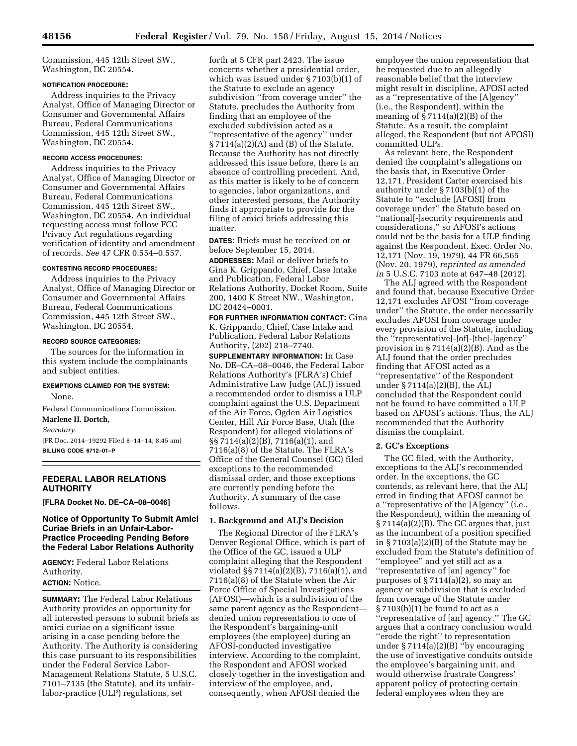Commission, 445 12th Street SW., Washington, DC 20554.

**NOTIFICATION PROCEDURE:**

Address inquiries to the Privacy Analyst, Office of Managing Director or Consumer and Governmental Affairs Bureau, Federal Communications Commission, 445 12th Street SW., Washington, DC 20554.

**RECORD ACCESS PROCEDURES:**

Address inquiries to the Privacy Analyst, Office of Managing Director or Consumer and Governmental Affairs Bureau, Federal Communications Commission, 445 12th Street SW., Washington, DC 20554. An individual requesting access must follow FCC Privacy Act regulations regarding verification of identity and amendment of records. *See* 47 CFR 0.554–0.557.

**CONTESTING RECORD PROCEDURES:**

Address inquiries to the Privacy Analyst, Office of Managing Director or Consumer and Governmental Affairs Bureau, Federal Communications Commission, 445 12th Street SW., Washington, DC 20554.

**RECORD SOURCE CATEGORIES:**

The sources for the information in this system include the complainants and subject entities.

**EXEMPTIONS CLAIMED FOR THE SYSTEM:**

None.

Federal Communications Commission.

**Marlene H. Dortch,**

*Secretary.*

[FR Doc. 2014–19292 Filed 8–14–14; 8:45 am]

**BILLING CODE 6712–01–P**

## FEDERAL LABOR RELATIONS AUTHORITY

**[FLRA Docket No. DE–CA–08–0046]**

### Notice of Opportunity To Submit Amici Curiae Briefs in an Unfair-Labor-Practice Proceeding Pending Before the Federal Labor Relations Authority

**AGENCY:** Federal Labor Relations Authority.

**ACTION:** Notice.

**SUMMARY:** The Federal Labor Relations Authority provides an opportunity for all interested persons to submit briefs as amici curiae on a significant issue arising in a case pending before the Authority. The Authority is considering this case pursuant to its responsibilities under the Federal Service Labor-Management Relations Statute, 5 U.S.C. 7101–7135 (the Statute), and its unfair-labor-practice (ULP) regulations, set forth at 5 CFR part 2423. The issue concerns whether a presidential order, which was issued under § 7103(b)(1) of the Statute to exclude an agency subdivision ''from coverage under'' the Statute, precludes the Authority from finding that an employee of the excluded subdivision acted as a ''representative of the agency'' under § 7114(a)(2)(A) and (B) of the Statute. Because the Authority has not directly addressed this issue before, there is an absence of controlling precedent. And, as this matter is likely to be of concern to agencies, labor organizations, and other interested persons, the Authority finds it appropriate to provide for the filing of amici briefs addressing this matter.

**DATES:** Briefs must be received on or before September 15, 2014.

**ADDRESSES:** Mail or deliver briefs to Gina K. Grippando, Chief, Case Intake and Publication, Federal Labor Relations Authority, Docket Room, Suite 200, 1400 K Street NW., Washington, DC 20424–0001.

**FOR FURTHER INFORMATION CONTACT:** Gina K. Grippando, Chief, Case Intake and Publication, Federal Labor Relations Authority, (202) 218–7740.

**SUPPLEMENTARY INFORMATION:** In Case No. DE–CA–08–0046, the Federal Labor Relations Authority's (FLRA's) Chief Administrative Law Judge (ALJ) issued a recommended order to dismiss a ULP complaint against the U.S. Department of the Air Force, Ogden Air Logistics Center, Hill Air Force Base, Utah (the Respondent) for alleged violations of §§ 7114(a)(2)(B), 7116(a)(1), and 7116(a)(8) of the Statute. The FLRA's Office of the General Counsel (GC) filed exceptions to the recommended dismissal order, and those exceptions are currently pending before the Authority. A summary of the case follows.

#### 1. Background and ALJ's Decision

The Regional Director of the FLRA's Denver Regional Office, which is part of the Office of the GC, issued a ULP complaint alleging that the Respondent violated §§ 7114(a)(2)(B), 7116(a)(1), and 7116(a)(8) of the Statute when the Air Force Office of Special Investigations (AFOSI)—which is a subdivision of the same parent agency as the Respondent—denied union representation to one of the Respondent's bargaining-unit employees (the employee) during an AFOSI-conducted investigative interview. According to the complaint, the Respondent and AFOSI worked closely together in the investigation and interview of the employee, and, consequently, when AFOSI denied the employee the union representation that he requested due to an allegedly reasonable belief that the interview might result in discipline, AFOSI acted as a ''representative of the [A]gency'' (i.e., the Respondent), within the meaning of § 7114(a)(2)(B) of the Statute. As a result, the complaint alleged, the Respondent (but not AFOSI) committed ULPs.

As relevant here, the Respondent denied the complaint's allegations on the basis that, in Executive Order 12,171, President Carter exercised his authority under § 7103(b)(1) of the Statute to ''exclude [AFOSI] from coverage under'' the Statute based on ''national[-]security requirements and considerations,'' so AFOSI's actions could not be the basis for a ULP finding against the Respondent. Exec. Order No. 12,171 (Nov. 19, 1979), 44 FR 66,565 (Nov. 20, 1979), *reprinted as amended in* 5 U.S.C. 7103 note at 647–48 (2012).

The ALJ agreed with the Respondent and found that, because Executive Order 12,171 excludes AFOSI ''from coverage under'' the Statute, the order necessarily excludes AFOSI from coverage under every provision of the Statute, including the ''representative[-]of[-]the[-]agency'' provision in § 7114(a)(2)(B). And as the ALJ found that the order precludes finding that AFOSI acted as a ''representative'' of the Respondent under § 7114(a)(2)(B), the ALJ concluded that the Respondent could not be found to have committed a ULP based on AFOSI's actions. Thus, the ALJ recommended that the Authority dismiss the complaint.

#### 2. GC's Exceptions

The GC filed, with the Authority, exceptions to the ALJ's recommended order. In the exceptions, the GC contends, as relevant here, that the ALJ erred in finding that AFOSI cannot be a ''representative of the [A]gency'' (i.e., the Respondent), within the meaning of § 7114(a)(2)(B). The GC argues that, just as the incumbent of a position specified in § 7103(a)(2)(B) of the Statute may be excluded from the Statute's definition of ''employee'' and yet still act as a ''representative of [an] agency'' for purposes of § 7114(a)(2), so may an agency or subdivision that is excluded from coverage of the Statute under § 7103(b)(1) be found to act as a ''representative of [an] agency.'' The GC argues that a contrary conclusion would ''erode the right'' to representation under § 7114(a)(2)(B) ''by encouraging the use of investigative conduits outside the employee's bargaining unit, and would otherwise frustrate Congress' apparent policy of protecting certain federal employees when they are